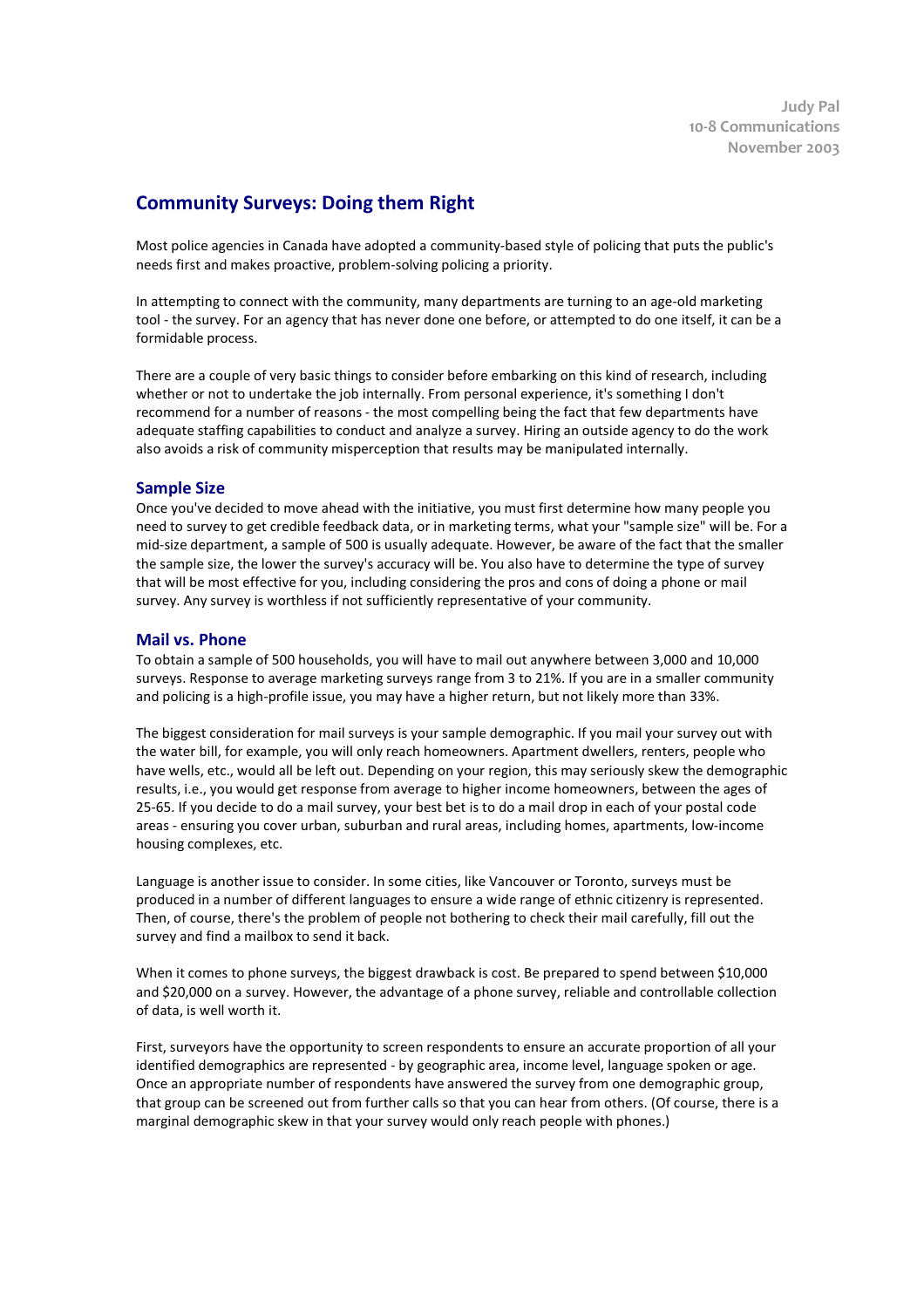Judy Pal
10-8 Communications
November 2003

# Community Surveys: Doing them Right

Most police agencies in Canada have adopted a community-based style of policing that puts the public's needs first and makes proactive, problem-solving policing a priority.

In attempting to connect with the community, many departments are turning to an age-old marketing tool - the survey. For an agency that has never done one before, or attempted to do one itself, it can be a formidable process.

There are a couple of very basic things to consider before embarking on this kind of research, including whether or not to undertake the job internally. From personal experience, it's something I don't recommend for a number of reasons - the most compelling being the fact that few departments have adequate staffing capabilities to conduct and analyze a survey. Hiring an outside agency to do the work also avoids a risk of community misperception that results may be manipulated internally.

## Sample Size

Once you've decided to move ahead with the initiative, you must first determine how many people you need to survey to get credible feedback data, or in marketing terms, what your "sample size" will be. For a mid-size department, a sample of 500 is usually adequate. However, be aware of the fact that the smaller the sample size, the lower the survey's accuracy will be. You also have to determine the type of survey that will be most effective for you, including considering the pros and cons of doing a phone or mail survey. Any survey is worthless if not sufficiently representative of your community.

## Mail vs. Phone

To obtain a sample of 500 households, you will have to mail out anywhere between 3,000 and 10,000 surveys. Response to average marketing surveys range from 3 to 21%. If you are in a smaller community and policing is a high-profile issue, you may have a higher return, but not likely more than 33%.

The biggest consideration for mail surveys is your sample demographic. If you mail your survey out with the water bill, for example, you will only reach homeowners. Apartment dwellers, renters, people who have wells, etc., would all be left out. Depending on your region, this may seriously skew the demographic results, i.e., you would get response from average to higher income homeowners, between the ages of 25-65. If you decide to do a mail survey, your best bet is to do a mail drop in each of your postal code areas - ensuring you cover urban, suburban and rural areas, including homes, apartments, low-income housing complexes, etc.

Language is another issue to consider. In some cities, like Vancouver or Toronto, surveys must be produced in a number of different languages to ensure a wide range of ethnic citizenry is represented. Then, of course, there's the problem of people not bothering to check their mail carefully, fill out the survey and find a mailbox to send it back.

When it comes to phone surveys, the biggest drawback is cost. Be prepared to spend between $10,000 and $20,000 on a survey. However, the advantage of a phone survey, reliable and controllable collection of data, is well worth it.

First, surveyors have the opportunity to screen respondents to ensure an accurate proportion of all your identified demographics are represented - by geographic area, income level, language spoken or age. Once an appropriate number of respondents have answered the survey from one demographic group, that group can be screened out from further calls so that you can hear from others. (Of course, there is a marginal demographic skew in that your survey would only reach people with phones.)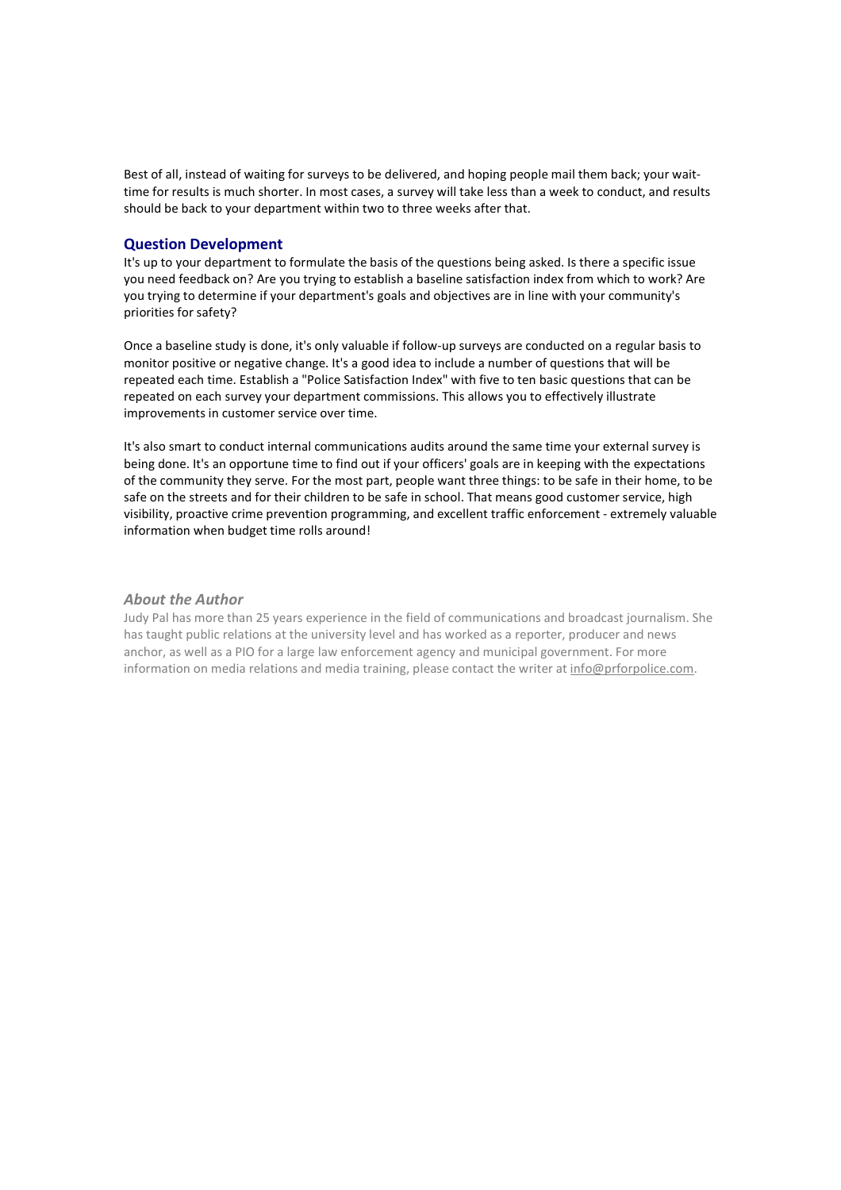Best of all, instead of waiting for surveys to be delivered, and hoping people mail them back; your wait-time for results is much shorter. In most cases, a survey will take less than a week to conduct, and results should be back to your department within two to three weeks after that.

## Question Development

It's up to your department to formulate the basis of the questions being asked. Is there a specific issue you need feedback on? Are you trying to establish a baseline satisfaction index from which to work? Are you trying to determine if your department's goals and objectives are in line with your community's priorities for safety?

Once a baseline study is done, it's only valuable if follow-up surveys are conducted on a regular basis to monitor positive or negative change. It's a good idea to include a number of questions that will be repeated each time. Establish a "Police Satisfaction Index" with five to ten basic questions that can be repeated on each survey your department commissions. This allows you to effectively illustrate improvements in customer service over time.

It's also smart to conduct internal communications audits around the same time your external survey is being done. It's an opportune time to find out if your officers' goals are in keeping with the expectations of the community they serve. For the most part, people want three things: to be safe in their home, to be safe on the streets and for their children to be safe in school. That means good customer service, high visibility, proactive crime prevention programming, and excellent traffic enforcement - extremely valuable information when budget time rolls around!

### *About the Author*

Judy Pal has more than 25 years experience in the field of communications and broadcast journalism. She has taught public relations at the university level and has worked as a reporter, producer and news anchor, as well as a PIO for a large law enforcement agency and municipal government. For more information on media relations and media training, please contact the writer at info@prforpolice.com.